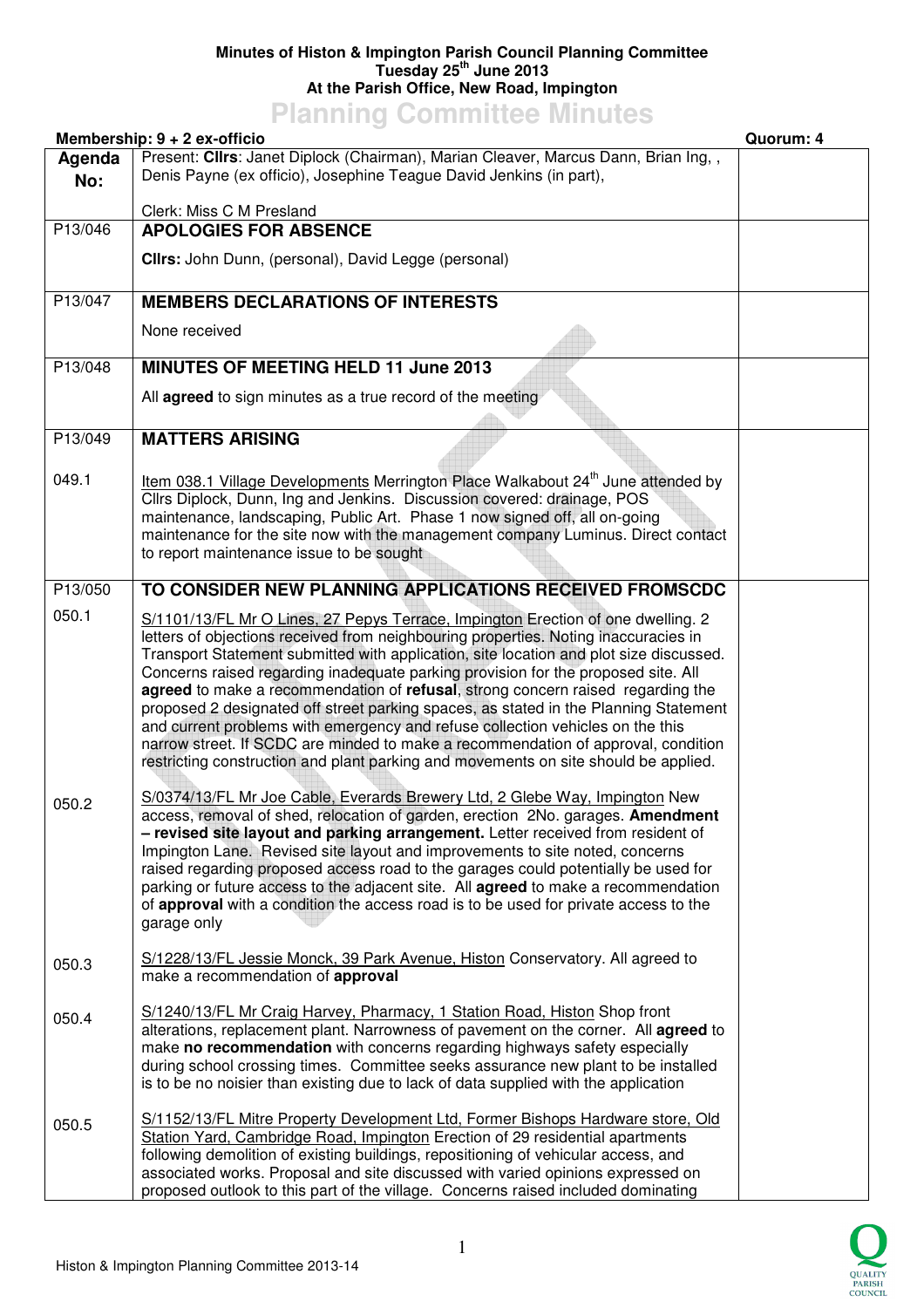**Minutes of Histon & Impington Parish Council Planning Committee**
**Tuesday 25th June 2013**
**At the Parish Office, New Road, Impington**

# Planning Committee Minutes

**Membership: 9 + 2 ex-officio** — **Quorum: 4**

| Agenda No: | | |
|---|---|---|
| | Present: **Cllrs**: Janet Diplock (Chairman), Marian Cleaver, Marcus Dann, Brian Ing, , Denis Payne (ex officio), Josephine Teague David Jenkins (in part),<br><br>Clerk: Miss C M Presland | |
| P13/046 | **APOLOGIES FOR ABSENCE**<br><br>**Cllrs:** John Dunn, (personal), David Legge (personal) | |
| P13/047 | **MEMBERS DECLARATIONS OF INTERESTS**<br><br>None received | |
| P13/048 | **MINUTES OF MEETING HELD 11 June 2013**<br><br>All **agreed** to sign minutes as a true record of the meeting | |
| P13/049 | **MATTERS ARISING** | |
| 049.1 | Item 038.1 Village Developments Merrington Place Walkabout 24th June attended by Cllrs Diplock, Dunn, Ing and Jenkins. Discussion covered: drainage, POS maintenance, landscaping, Public Art. Phase 1 now signed off, all on-going maintenance for the site now with the management company Luminus. Direct contact to report maintenance issue to be sought | |
| P13/050 | **TO CONSIDER NEW PLANNING APPLICATIONS RECEIVED FROMSCDC** | |
| 050.1 | S/1101/13/FL Mr O Lines, 27 Pepys Terrace, Impington Erection of one dwelling. 2 letters of objections received from neighbouring properties. Noting inaccuracies in Transport Statement submitted with application, site location and plot size discussed. Concerns raised regarding inadequate parking provision for the proposed site. All **agreed** to make a recommendation of **refusal**, strong concern raised regarding the proposed 2 designated off street parking spaces, as stated in the Planning Statement and current problems with emergency and refuse collection vehicles on the this narrow street. If SCDC are minded to make a recommendation of approval, condition restricting construction and plant parking and movements on site should be applied. | |
| 050.2 | S/0374/13/FL Mr Joe Cable, Everards Brewery Ltd, 2 Glebe Way, Impington New access, removal of shed, relocation of garden, erection 2No. garages. **Amendment – revised site layout and parking arrangement.** Letter received from resident of Impington Lane. Revised site layout and improvements to site noted, concerns raised regarding proposed access road to the garages could potentially be used for parking or future access to the adjacent site. All **agreed** to make a recommendation of **approval** with a condition the access road is to be used for private access to the garage only | |
| 050.3 | S/1228/13/FL Jessie Monck, 39 Park Avenue, Histon Conservatory. All agreed to make a recommendation of **approval** | |
| 050.4 | S/1240/13/FL Mr Craig Harvey, Pharmacy, 1 Station Road, Histon Shop front alterations, replacement plant. Narrowness of pavement on the corner. All **agreed** to make **no recommendation** with concerns regarding highways safety especially during school crossing times. Committee seeks assurance new plant to be installed is to be no noisier than existing due to lack of data supplied with the application | |
| 050.5 | S/1152/13/FL Mitre Property Development Ltd, Former Bishops Hardware store, Old Station Yard, Cambridge Road, Impington Erection of 29 residential apartments following demolition of existing buildings, repositioning of vehicular access, and associated works. Proposal and site discussed with varied opinions expressed on proposed outlook to this part of the village. Concerns raised included dominating | |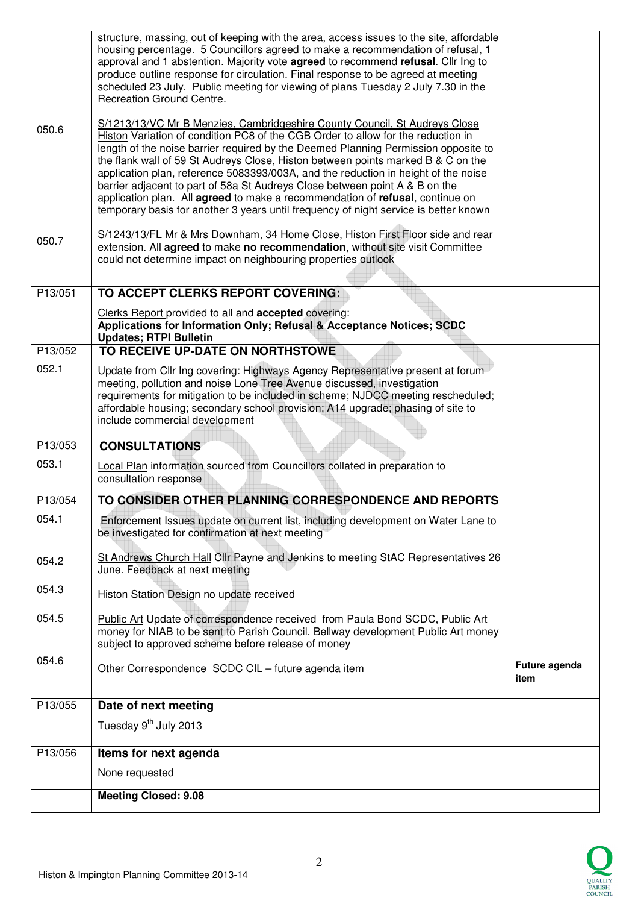| | | |
|---|---|---|
| | structure, massing, out of keeping with the area, access issues to the site, affordable housing percentage. 5 Councillors agreed to make a recommendation of refusal, 1 approval and 1 abstention. Majority vote **agreed** to recommend **refusal**. Cllr Ing to produce outline response for circulation. Final response to be agreed at meeting scheduled 23 July. Public meeting for viewing of plans Tuesday 2 July 7.30 in the Recreation Ground Centre. | |
| 050.6 | S/1213/13/VC Mr B Menzies, Cambridgeshire County Council, St Audreys Close Histon Variation of condition PC8 of the CGB Order to allow for the reduction in length of the noise barrier required by the Deemed Planning Permission opposite to the flank wall of 59 St Audreys Close, Histon between points marked B & C on the application plan, reference 5083393/003A, and the reduction in height of the noise barrier adjacent to part of 58a St Audreys Close between point A & B on the application plan. All **agreed** to make a recommendation of **refusal**, continue on temporary basis for another 3 years until frequency of night service is better known | |
| 050.7 | S/1243/13/FL Mr & Mrs Downham, 34 Home Close, Histon First Floor side and rear extension. All **agreed** to make **no recommendation**, without site visit Committee could not determine impact on neighbouring properties outlook | |
| P13/051 | **TO ACCEPT CLERKS REPORT COVERING:**<br><br>Clerks Report provided to all and **accepted** covering:<br>**Applications for Information Only; Refusal & Acceptance Notices; SCDC Updates; RTPI Bulletin** | |
| P13/052 | **TO RECEIVE UP-DATE ON NORTHSTOWE** | |
| 052.1 | Update from Cllr Ing covering: Highways Agency Representative present at forum meeting, pollution and noise Lone Tree Avenue discussed, investigation requirements for mitigation to be included in scheme; NJDCC meeting rescheduled; affordable housing; secondary school provision; A14 upgrade; phasing of site to include commercial development | |
| P13/053 | **CONSULTATIONS** | |
| 053.1 | Local Plan information sourced from Councillors collated in preparation to consultation response | |
| P13/054 | **TO CONSIDER OTHER PLANNING CORRESPONDENCE AND REPORTS** | |
| 054.1 | Enforcement Issues update on current list, including development on Water Lane to be investigated for confirmation at next meeting | |
| 054.2 | St Andrews Church Hall Cllr Payne and Jenkins to meeting StAC Representatives 26 June. Feedback at next meeting | |
| 054.3 | Histon Station Design no update received | |
| 054.5 | Public Art Update of correspondence received from Paula Bond SCDC, Public Art money for NIAB to be sent to Parish Council. Bellway development Public Art money subject to approved scheme before release of money | |
| 054.6 | Other Correspondence SCDC CIL – future agenda item | **Future agenda item** |
| P13/055 | **Date of next meeting**<br><br>Tuesday 9th July 2013 | |
| P13/056 | **Items for next agenda**<br><br>None requested | |
| | **Meeting Closed: 9.08** | |